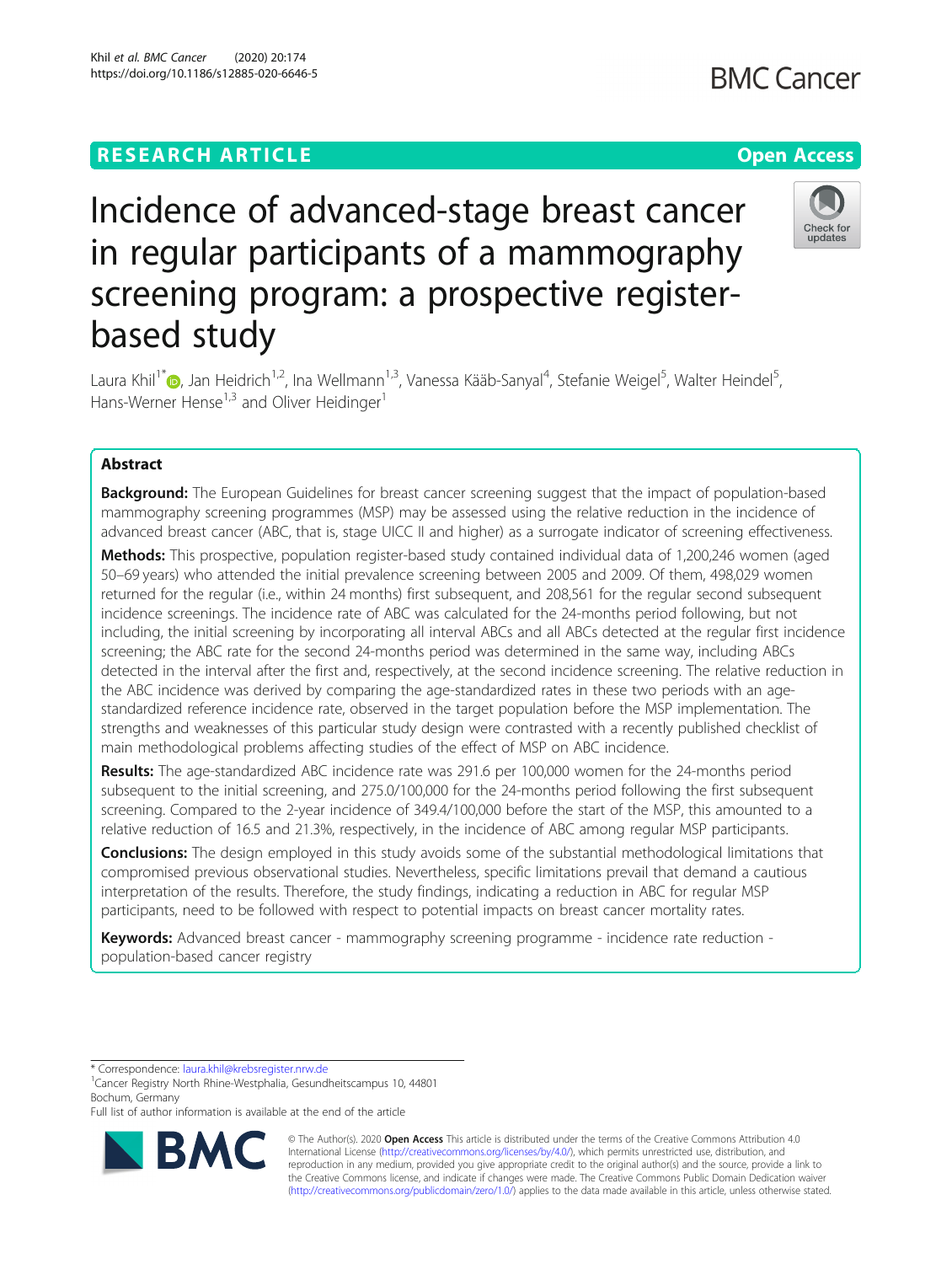RESEARCH ARTICLE

Open Access

# Incidence of advanced-stage breast cancer in regular participants of a mammography screening program: a prospective register-based study

Laura Khil[1*], Jan Heidrich[1,2], Ina Wellmann[1,3], Vanessa Kääb-Sanyal[4], Stefanie Weigel[5], Walter Heindel[5], Hans-Werner Hense[1,3] and Oliver Heidinger[1]

## Abstract

**Background:** The European Guidelines for breast cancer screening suggest that the impact of population-based mammography screening programmes (MSP) may be assessed using the relative reduction in the incidence of advanced breast cancer (ABC, that is, stage UICC II and higher) as a surrogate indicator of screening effectiveness.

**Methods:** This prospective, population register-based study contained individual data of 1,200,246 women (aged 50–69 years) who attended the initial prevalence screening between 2005 and 2009. Of them, 498,029 women returned for the regular (i.e., within 24 months) first subsequent, and 208,561 for the regular second subsequent incidence screenings. The incidence rate of ABC was calculated for the 24-months period following, but not including, the initial screening by incorporating all interval ABCs and all ABCs detected at the regular first incidence screening; the ABC rate for the second 24-months period was determined in the same way, including ABCs detected in the interval after the first and, respectively, at the second incidence screening. The relative reduction in the ABC incidence was derived by comparing the age-standardized rates in these two periods with an age-standardized reference incidence rate, observed in the target population before the MSP implementation. The strengths and weaknesses of this particular study design were contrasted with a recently published checklist of main methodological problems affecting studies of the effect of MSP on ABC incidence.

**Results:** The age-standardized ABC incidence rate was 291.6 per 100,000 women for the 24-months period subsequent to the initial screening, and 275.0/100,000 for the 24-months period following the first subsequent screening. Compared to the 2-year incidence of 349.4/100,000 before the start of the MSP, this amounted to a relative reduction of 16.5 and 21.3%, respectively, in the incidence of ABC among regular MSP participants.

**Conclusions:** The design employed in this study avoids some of the substantial methodological limitations that compromised previous observational studies. Nevertheless, specific limitations prevail that demand a cautious interpretation of the results. Therefore, the study findings, indicating a reduction in ABC for regular MSP participants, need to be followed with respect to potential impacts on breast cancer mortality rates.

**Keywords:** Advanced breast cancer - mammography screening programme - incidence rate reduction - population-based cancer registry

---

\* Correspondence: laura.khil@krebsregister.nrw.de
[1]Cancer Registry North Rhine-Westphalia, Gesundheitscampus 10, 44801 Bochum, Germany
Full list of author information is available at the end of the article

© The Author(s). 2020 **Open Access** This article is distributed under the terms of the Creative Commons Attribution 4.0 International License (http://creativecommons.org/licenses/by/4.0/), which permits unrestricted use, distribution, and reproduction in any medium, provided you give appropriate credit to the original author(s) and the source, provide a link to the Creative Commons license, and indicate if changes were made. The Creative Commons Public Domain Dedication waiver (http://creativecommons.org/publicdomain/zero/1.0/) applies to the data made available in this article, unless otherwise stated.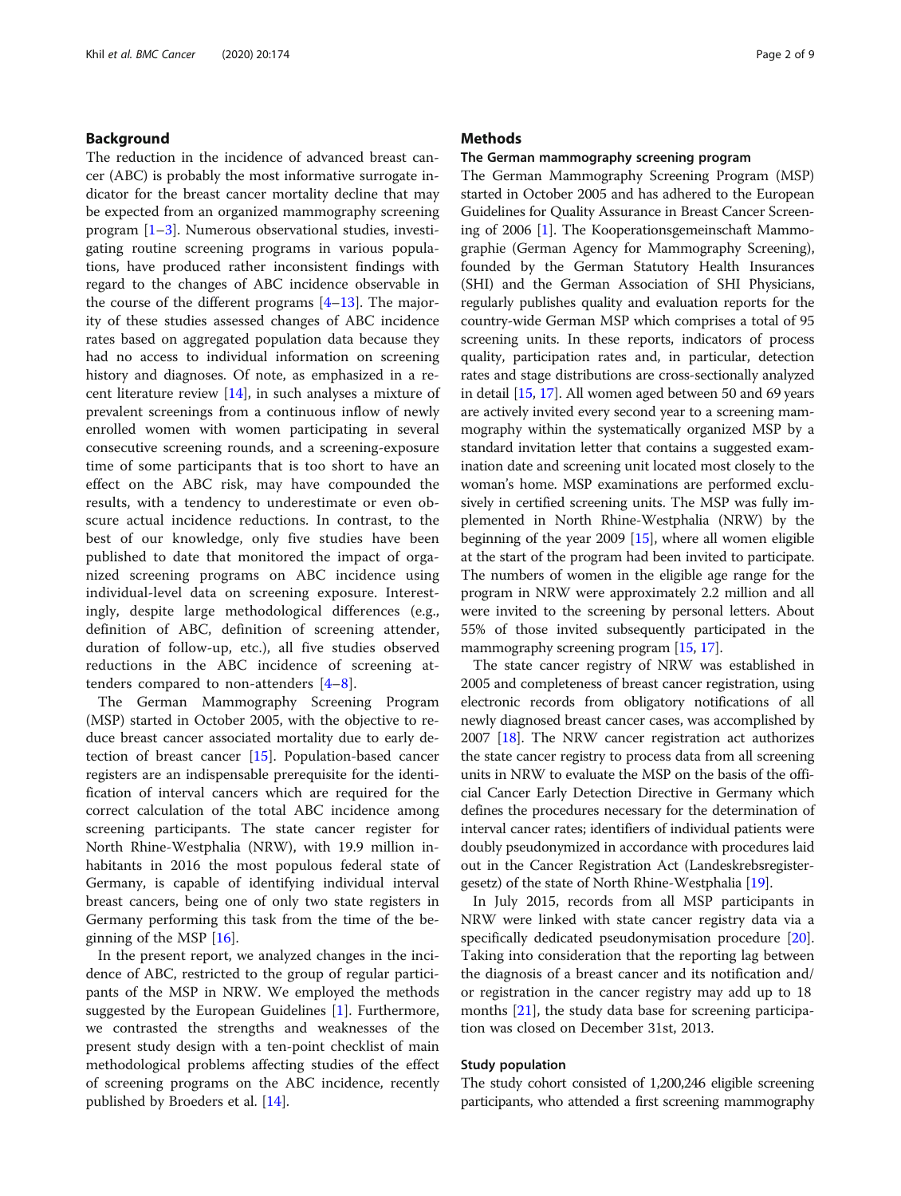## Background

The reduction in the incidence of advanced breast cancer (ABC) is probably the most informative surrogate indicator for the breast cancer mortality decline that may be expected from an organized mammography screening program [1–3]. Numerous observational studies, investigating routine screening programs in various populations, have produced rather inconsistent findings with regard to the changes of ABC incidence observable in the course of the different programs [4–13]. The majority of these studies assessed changes of ABC incidence rates based on aggregated population data because they had no access to individual information on screening history and diagnoses. Of note, as emphasized in a recent literature review [14], in such analyses a mixture of prevalent screenings from a continuous inflow of newly enrolled women with women participating in several consecutive screening rounds, and a screening-exposure time of some participants that is too short to have an effect on the ABC risk, may have compounded the results, with a tendency to underestimate or even obscure actual incidence reductions. In contrast, to the best of our knowledge, only five studies have been published to date that monitored the impact of organized screening programs on ABC incidence using individual-level data on screening exposure. Interestingly, despite large methodological differences (e.g., definition of ABC, definition of screening attender, duration of follow-up, etc.), all five studies observed reductions in the ABC incidence of screening attenders compared to non-attenders [4–8].

The German Mammography Screening Program (MSP) started in October 2005, with the objective to reduce breast cancer associated mortality due to early detection of breast cancer [15]. Population-based cancer registers are an indispensable prerequisite for the identification of interval cancers which are required for the correct calculation of the total ABC incidence among screening participants. The state cancer register for North Rhine-Westphalia (NRW), with 19.9 million inhabitants in 2016 the most populous federal state of Germany, is capable of identifying individual interval breast cancers, being one of only two state registers in Germany performing this task from the time of the beginning of the MSP [16].

In the present report, we analyzed changes in the incidence of ABC, restricted to the group of regular participants of the MSP in NRW. We employed the methods suggested by the European Guidelines [1]. Furthermore, we contrasted the strengths and weaknesses of the present study design with a ten-point checklist of main methodological problems affecting studies of the effect of screening programs on the ABC incidence, recently published by Broeders et al. [14].

## Methods

### The German mammography screening program

The German Mammography Screening Program (MSP) started in October 2005 and has adhered to the European Guidelines for Quality Assurance in Breast Cancer Screening of 2006 [1]. The Kooperationsgemeinschaft Mammographie (German Agency for Mammography Screening), founded by the German Statutory Health Insurances (SHI) and the German Association of SHI Physicians, regularly publishes quality and evaluation reports for the country-wide German MSP which comprises a total of 95 screening units. In these reports, indicators of process quality, participation rates and, in particular, detection rates and stage distributions are cross-sectionally analyzed in detail [15, 17]. All women aged between 50 and 69 years are actively invited every second year to a screening mammography within the systematically organized MSP by a standard invitation letter that contains a suggested examination date and screening unit located most closely to the woman's home. MSP examinations are performed exclusively in certified screening units. The MSP was fully implemented in North Rhine-Westphalia (NRW) by the beginning of the year 2009 [15], where all women eligible at the start of the program had been invited to participate. The numbers of women in the eligible age range for the program in NRW were approximately 2.2 million and all were invited to the screening by personal letters. About 55% of those invited subsequently participated in the mammography screening program [15, 17].

The state cancer registry of NRW was established in 2005 and completeness of breast cancer registration, using electronic records from obligatory notifications of all newly diagnosed breast cancer cases, was accomplished by 2007 [18]. The NRW cancer registration act authorizes the state cancer registry to process data from all screening units in NRW to evaluate the MSP on the basis of the official Cancer Early Detection Directive in Germany which defines the procedures necessary for the determination of interval cancer rates; identifiers of individual patients were doubly pseudonymized in accordance with procedures laid out in the Cancer Registration Act (Landeskrebsregistergesetz) of the state of North Rhine-Westphalia [19].

In July 2015, records from all MSP participants in NRW were linked with state cancer registry data via a specifically dedicated pseudonymisation procedure [20]. Taking into consideration that the reporting lag between the diagnosis of a breast cancer and its notification and/or registration in the cancer registry may add up to 18 months [21], the study data base for screening participation was closed on December 31st, 2013.

### Study population

The study cohort consisted of 1,200,246 eligible screening participants, who attended a first screening mammography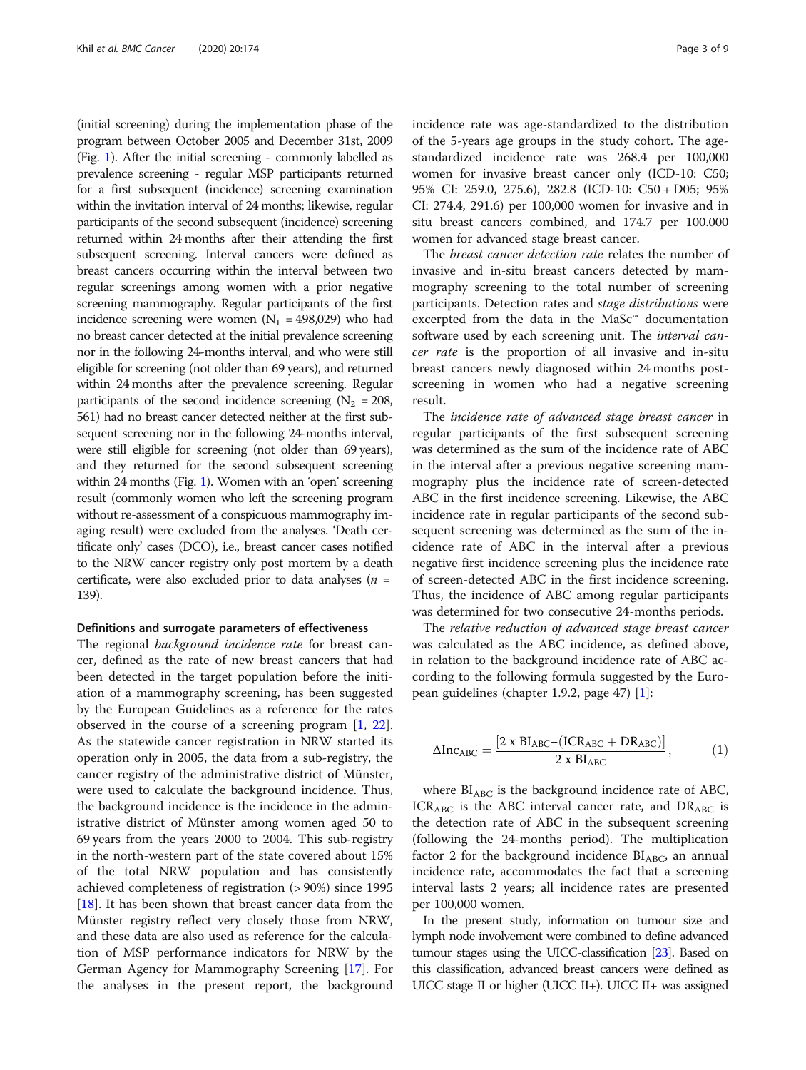(initial screening) during the implementation phase of the program between October 2005 and December 31st, 2009 (Fig. 1). After the initial screening - commonly labelled as prevalence screening - regular MSP participants returned for a first subsequent (incidence) screening examination within the invitation interval of 24 months; likewise, regular participants of the second subsequent (incidence) screening returned within 24 months after their attending the first subsequent screening. Interval cancers were defined as breast cancers occurring within the interval between two regular screenings among women with a prior negative screening mammography. Regular participants of the first incidence screening were women ($N_1$ = 498,029) who had no breast cancer detected at the initial prevalence screening nor in the following 24-months interval, and who were still eligible for screening (not older than 69 years), and returned within 24 months after the prevalence screening. Regular participants of the second incidence screening ($N_2$ = 208, 561) had no breast cancer detected neither at the first subsequent screening nor in the following 24-months interval, were still eligible for screening (not older than 69 years), and they returned for the second subsequent screening within 24 months (Fig. 1). Women with an 'open' screening result (commonly women who left the screening program without re-assessment of a conspicuous mammography imaging result) were excluded from the analyses. 'Death certificate only' cases (DCO), i.e., breast cancer cases notified to the NRW cancer registry only post mortem by a death certificate, were also excluded prior to data analyses ($n$ = 139).

#### Definitions and surrogate parameters of effectiveness

The regional *background incidence rate* for breast cancer, defined as the rate of new breast cancers that had been detected in the target population before the initiation of a mammography screening, has been suggested by the European Guidelines as a reference for the rates observed in the course of a screening program [1, 22]. As the statewide cancer registration in NRW started its operation only in 2005, the data from a sub-registry, the cancer registry of the administrative district of Münster, were used to calculate the background incidence. Thus, the background incidence is the incidence in the administrative district of Münster among women aged 50 to 69 years from the years 2000 to 2004. This sub-registry in the north-western part of the state covered about 15% of the total NRW population and has consistently achieved completeness of registration (> 90%) since 1995 [18]. It has been shown that breast cancer data from the Münster registry reflect very closely those from NRW, and these data are also used as reference for the calculation of MSP performance indicators for NRW by the German Agency for Mammography Screening [17]. For the analyses in the present report, the background incidence rate was age-standardized to the distribution of the 5-years age groups in the study cohort. The age-standardized incidence rate was 268.4 per 100,000 women for invasive breast cancer only (ICD-10: C50; 95% CI: 259.0, 275.6), 282.8 (ICD-10: C50 + D05; 95% CI: 274.4, 291.6) per 100,000 women for invasive and in situ breast cancers combined, and 174.7 per 100.000 women for advanced stage breast cancer.

The *breast cancer detection rate* relates the number of invasive and in-situ breast cancers detected by mammography screening to the total number of screening participants. Detection rates and *stage distributions* were excerpted from the data in the MaSc™ documentation software used by each screening unit. The *interval cancer rate* is the proportion of all invasive and in-situ breast cancers newly diagnosed within 24 months post-screening in women who had a negative screening result.

The *incidence rate of advanced stage breast cancer* in regular participants of the first subsequent screening was determined as the sum of the incidence rate of ABC in the interval after a previous negative screening mammography plus the incidence rate of screen-detected ABC in the first incidence screening. Likewise, the ABC incidence rate in regular participants of the second subsequent screening was determined as the sum of the incidence rate of ABC in the interval after a previous negative first incidence screening plus the incidence rate of screen-detected ABC in the first incidence screening. Thus, the incidence of ABC among regular participants was determined for two consecutive 24-months periods.

The *relative reduction of advanced stage breast cancer* was calculated as the ABC incidence, as defined above, in relation to the background incidence rate of ABC according to the following formula suggested by the European guidelines (chapter 1.9.2, page 47) [1]:

$$\Delta Inc_{ABC} = \frac{[2 \text{ x } BI_{ABC} - (ICR_{ABC} + DR_{ABC})]}{2 \text{ x } BI_{ABC}}, \tag{1}$$

where $BI_{ABC}$ is the background incidence rate of ABC, $ICR_{ABC}$ is the ABC interval cancer rate, and $DR_{ABC}$ is the detection rate of ABC in the subsequent screening (following the 24-months period). The multiplication factor 2 for the background incidence $BI_{ABC}$, an annual incidence rate, accommodates the fact that a screening interval lasts 2 years; all incidence rates are presented per 100,000 women.

In the present study, information on tumour size and lymph node involvement were combined to define advanced tumour stages using the UICC-classification [23]. Based on this classification, advanced breast cancers were defined as UICC stage II or higher (UICC II+). UICC II+ was assigned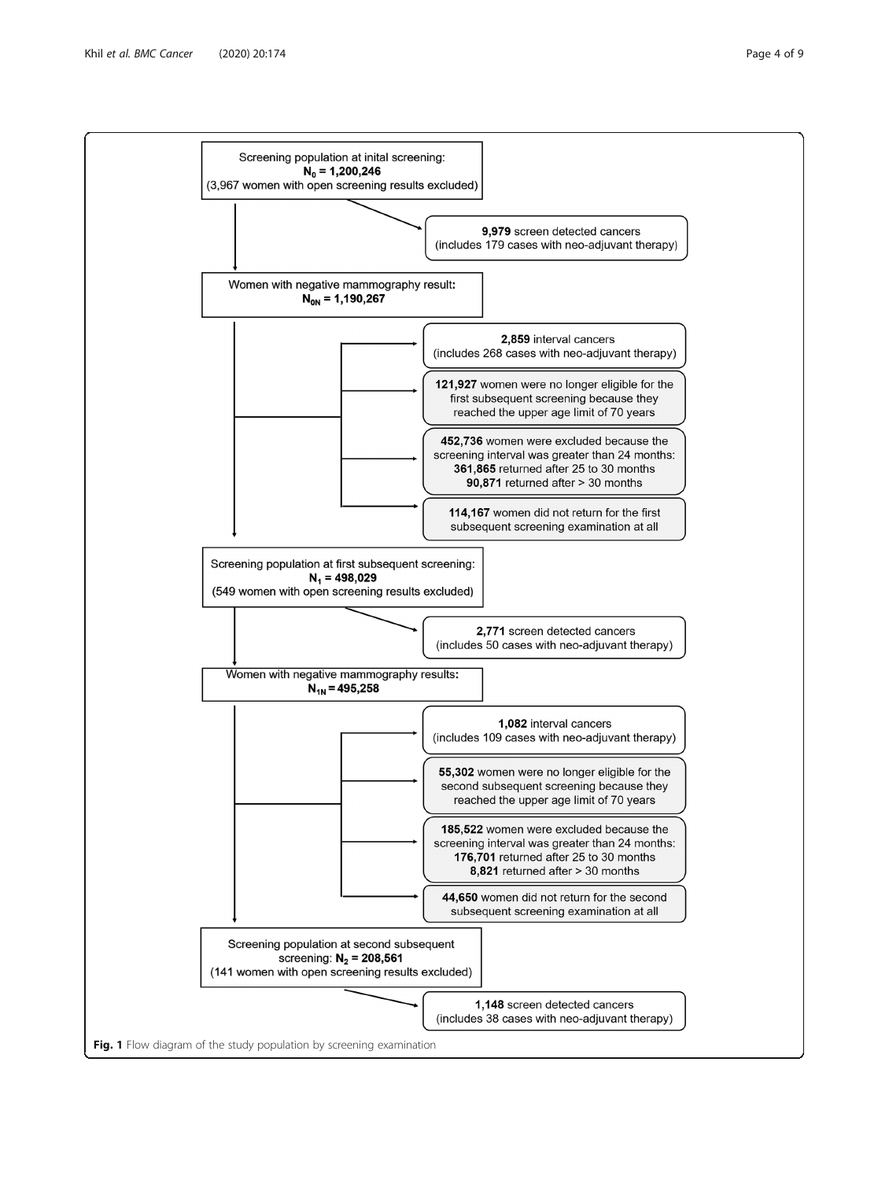Screening population at inital screening:
**$N_0$ = 1,200,246**
(3,967 women with open screening results excluded)

**9,979** screen detected cancers
(includes 179 cases with neo-adjuvant therapy)

Women with negative mammography result:
**$N_{0N}$ = 1,190,267**

**2,859** interval cancers
(includes 268 cases with neo-adjuvant therapy)

**121,927** women were no longer eligible for the first subsequent screening because they reached the upper age limit of 70 years

**452,736** women were excluded because the screening interval was greater than 24 months:
**361,865** returned after 25 to 30 months
**90,871** returned after > 30 months

**114,167** women did not return for the first subsequent screening examination at all

Screening population at first subsequent screening:
**$N_1$ = 498,029**
**(549 women with open screening results excluded)**

**2,771** screen detected cancers
(includes 50 cases with neo-adjuvant therapy)

Women with negative mammography results:
**$N_{1N}$ = 495,258**

**1,082** interval cancers
(includes 109 cases with neo-adjuvant therapy)

**55,302** women were no longer eligible for the second subsequent screening because they reached the upper age limit of 70 years

**185,522** women were excluded because the screening interval was greater than 24 months:
**176,701** returned after 25 to 30 months
**8,821** returned after > 30 months

**44,650** women did not return for the second subsequent screening examination at all

Screening population at second subsequent screening: **$N_2$ = 208,561**
(141 women with open screening results excluded)

**1,148** screen detected cancers
(includes 38 cases with neo-adjuvant therapy)

**Fig. 1** Flow diagram of the study population by screening examination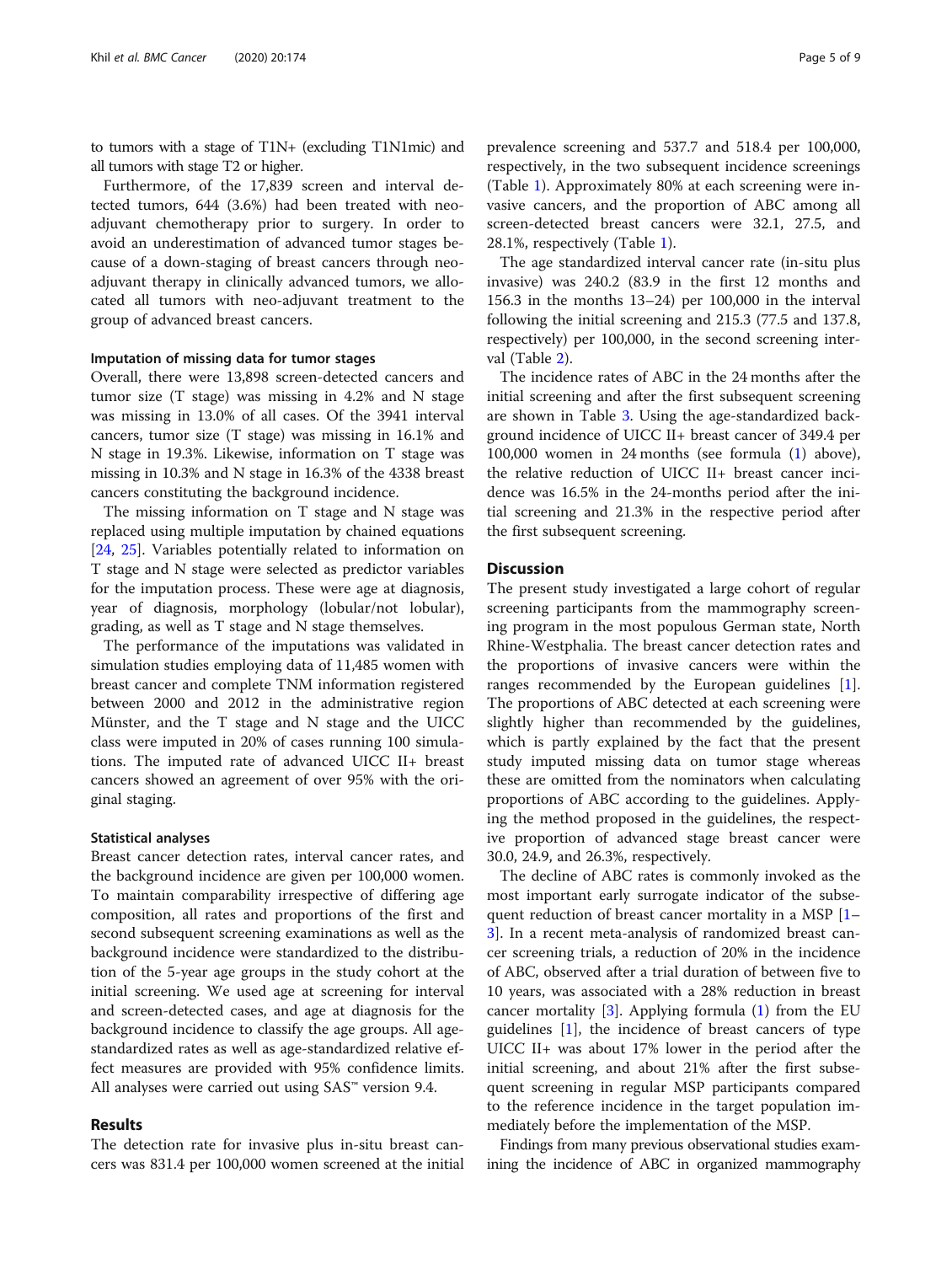to tumors with a stage of T1N+ (excluding T1N1mic) and all tumors with stage T2 or higher.

Furthermore, of the 17,839 screen and interval detected tumors, 644 (3.6%) had been treated with neo-adjuvant chemotherapy prior to surgery. In order to avoid an underestimation of advanced tumor stages because of a down-staging of breast cancers through neo-adjuvant therapy in clinically advanced tumors, we allocated all tumors with neo-adjuvant treatment to the group of advanced breast cancers.

### Imputation of missing data for tumor stages

Overall, there were 13,898 screen-detected cancers and tumor size (T stage) was missing in 4.2% and N stage was missing in 13.0% of all cases. Of the 3941 interval cancers, tumor size (T stage) was missing in 16.1% and N stage in 19.3%. Likewise, information on T stage was missing in 10.3% and N stage in 16.3% of the 4338 breast cancers constituting the background incidence.

The missing information on T stage and N stage was replaced using multiple imputation by chained equations [24, 25]. Variables potentially related to information on T stage and N stage were selected as predictor variables for the imputation process. These were age at diagnosis, year of diagnosis, morphology (lobular/not lobular), grading, as well as T stage and N stage themselves.

The performance of the imputations was validated in simulation studies employing data of 11,485 women with breast cancer and complete TNM information registered between 2000 and 2012 in the administrative region Münster, and the T stage and N stage and the UICC class were imputed in 20% of cases running 100 simulations. The imputed rate of advanced UICC II+ breast cancers showed an agreement of over 95% with the original staging.

### Statistical analyses

Breast cancer detection rates, interval cancer rates, and the background incidence are given per 100,000 women. To maintain comparability irrespective of differing age composition, all rates and proportions of the first and second subsequent screening examinations as well as the background incidence were standardized to the distribution of the 5-year age groups in the study cohort at the initial screening. We used age at screening for interval and screen-detected cases, and age at diagnosis for the background incidence to classify the age groups. All age-standardized rates as well as age-standardized relative effect measures are provided with 95% confidence limits. All analyses were carried out using SAS™ version 9.4.

## Results

The detection rate for invasive plus in-situ breast cancers was 831.4 per 100,000 women screened at the initial prevalence screening and 537.7 and 518.4 per 100,000, respectively, in the two subsequent incidence screenings (Table 1). Approximately 80% at each screening were invasive cancers, and the proportion of ABC among all screen-detected breast cancers were 32.1, 27.5, and 28.1%, respectively (Table 1).

The age standardized interval cancer rate (in-situ plus invasive) was 240.2 (83.9 in the first 12 months and 156.3 in the months 13–24) per 100,000 in the interval following the initial screening and 215.3 (77.5 and 137.8, respectively) per 100,000, in the second screening interval (Table 2).

The incidence rates of ABC in the 24 months after the initial screening and after the first subsequent screening are shown in Table 3. Using the age-standardized background incidence of UICC II+ breast cancer of 349.4 per 100,000 women in 24 months (see formula (1) above), the relative reduction of UICC II+ breast cancer incidence was 16.5% in the 24-months period after the initial screening and 21.3% in the respective period after the first subsequent screening.

## Discussion

The present study investigated a large cohort of regular screening participants from the mammography screening program in the most populous German state, North Rhine-Westphalia. The breast cancer detection rates and the proportions of invasive cancers were within the ranges recommended by the European guidelines [1]. The proportions of ABC detected at each screening were slightly higher than recommended by the guidelines, which is partly explained by the fact that the present study imputed missing data on tumor stage whereas these are omitted from the nominators when calculating proportions of ABC according to the guidelines. Applying the method proposed in the guidelines, the respective proportion of advanced stage breast cancer were 30.0, 24.9, and 26.3%, respectively.

The decline of ABC rates is commonly invoked as the most important early surrogate indicator of the subsequent reduction of breast cancer mortality in a MSP [1–3]. In a recent meta-analysis of randomized breast cancer screening trials, a reduction of 20% in the incidence of ABC, observed after a trial duration of between five to 10 years, was associated with a 28% reduction in breast cancer mortality [3]. Applying formula (1) from the EU guidelines [1], the incidence of breast cancers of type UICC II+ was about 17% lower in the period after the initial screening, and about 21% after the first subsequent screening in regular MSP participants compared to the reference incidence in the target population immediately before the implementation of the MSP.

Findings from many previous observational studies examining the incidence of ABC in organized mammography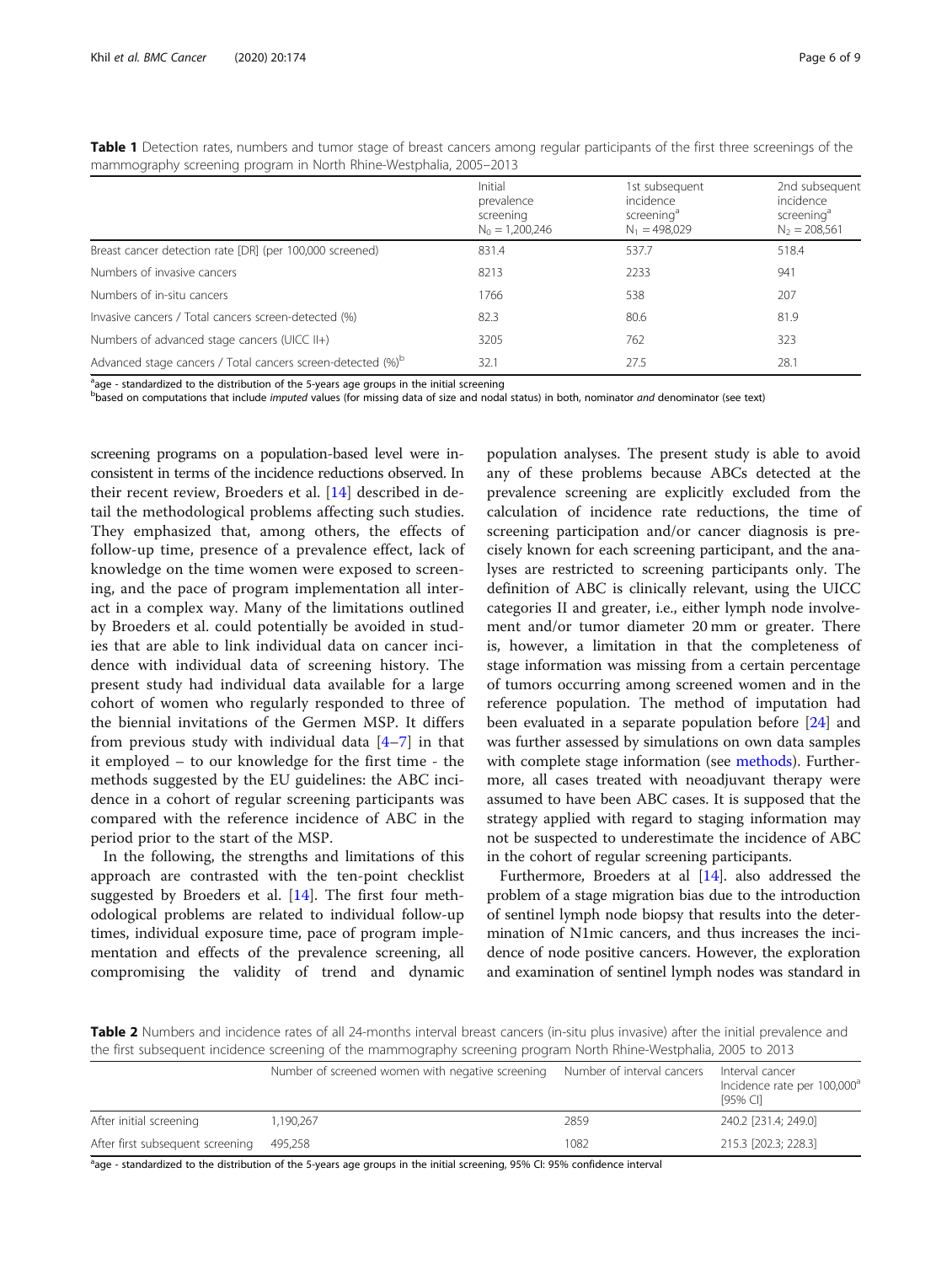**Table 1** Detection rates, numbers and tumor stage of breast cancers among regular participants of the first three screenings of the mammography screening program in North Rhine-Westphalia, 2005–2013

| | Initial prevalence screening $N_0 = 1,200,246$ | 1st subsequent incidence screening[a] $N_1 = 498,029$ | 2nd subsequent incidence screening[a] $N_2 = 208,561$ |
|---|---|---|---|
| Breast cancer detection rate [DR] (per 100,000 screened) | 831.4 | 537.7 | 518.4 |
| Numbers of invasive cancers | 8213 | 2233 | 941 |
| Numbers of in-situ cancers | 1766 | 538 | 207 |
| Invasive cancers / Total cancers screen-detected (%) | 82.3 | 80.6 | 81.9 |
| Numbers of advanced stage cancers (UICC II+) | 3205 | 762 | 323 |
| Advanced stage cancers / Total cancers screen-detected (%)[b] | 32.1 | 27.5 | 28.1 |

[a]age - standardized to the distribution of the 5-years age groups in the initial screening
[b]based on computations that include *imputed* values (for missing data of size and nodal status) in both, nominator *and* denominator (see text)

screening programs on a population-based level were inconsistent in terms of the incidence reductions observed. In their recent review, Broeders et al. [14] described in detail the methodological problems affecting such studies. They emphasized that, among others, the effects of follow-up time, presence of a prevalence effect, lack of knowledge on the time women were exposed to screening, and the pace of program implementation all interact in a complex way. Many of the limitations outlined by Broeders et al. could potentially be avoided in studies that are able to link individual data on cancer incidence with individual data of screening history. The present study had individual data available for a large cohort of women who regularly responded to three of the biennial invitations of the Germen MSP. It differs from previous study with individual data [4–7] in that it employed – to our knowledge for the first time - the methods suggested by the EU guidelines: the ABC incidence in a cohort of regular screening participants was compared with the reference incidence of ABC in the period prior to the start of the MSP.

In the following, the strengths and limitations of this approach are contrasted with the ten-point checklist suggested by Broeders et al. [14]. The first four methodological problems are related to individual follow-up times, individual exposure time, pace of program implementation and effects of the prevalence screening, all compromising the validity of trend and dynamic population analyses. The present study is able to avoid any of these problems because ABCs detected at the prevalence screening are explicitly excluded from the calculation of incidence rate reductions, the time of screening participation and/or cancer diagnosis is precisely known for each screening participant, and the analyses are restricted to screening participants only. The definition of ABC is clinically relevant, using the UICC categories II and greater, i.e., either lymph node involvement and/or tumor diameter 20 mm or greater. There is, however, a limitation in that the completeness of stage information was missing from a certain percentage of tumors occurring among screened women and in the reference population. The method of imputation had been evaluated in a separate population before [24] and was further assessed by simulations on own data samples with complete stage information (see methods). Furthermore, all cases treated with neoadjuvant therapy were assumed to have been ABC cases. It is supposed that the strategy applied with regard to staging information may not be suspected to underestimate the incidence of ABC in the cohort of regular screening participants.

Furthermore, Broeders at al [14]. also addressed the problem of a stage migration bias due to the introduction of sentinel lymph node biopsy that results into the determination of N1mic cancers, and thus increases the incidence of node positive cancers. However, the exploration and examination of sentinel lymph nodes was standard in

**Table 2** Numbers and incidence rates of all 24-months interval breast cancers (in-situ plus invasive) after the initial prevalence and the first subsequent incidence screening of the mammography screening program North Rhine-Westphalia, 2005 to 2013

| | Number of screened women with negative screening | Number of interval cancers | Interval cancer Incidence rate per 100,000[a] [95% CI] |
|---|---|---|---|
| After initial screening | 1,190,267 | 2859 | 240.2 [231.4; 249.0] |
| After first subsequent screening | 495,258 | 1082 | 215.3 [202.3; 228.3] |

[a]age - standardized to the distribution of the 5-years age groups in the initial screening, 95% CI: 95% confidence interval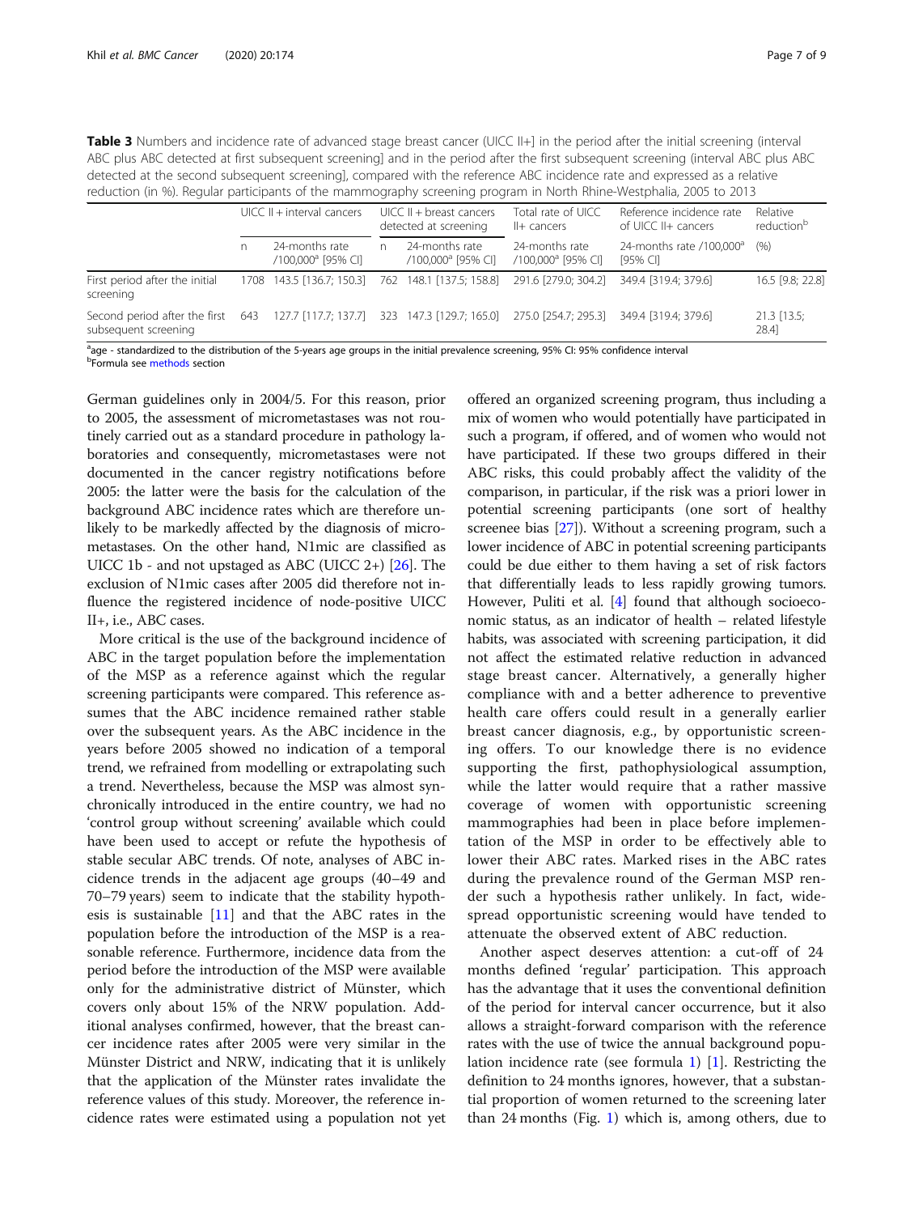**Table 3** Numbers and incidence rate of advanced stage breast cancer (UICC II+] in the period after the initial screening (interval ABC plus ABC detected at first subsequent screening] and in the period after the first subsequent screening (interval ABC plus ABC detected at the second subsequent screening], compared with the reference ABC incidence rate and expressed as a relative reduction (in %). Regular participants of the mammography screening program in North Rhine-Westphalia, 2005 to 2013

| | UICC II + interval cancers | | UICC II + breast cancers detected at screening | | Total rate of UICC II+ cancers | Reference incidence rate of UICC II+ cancers | Relative reduction[b] |
|---|---|---|---|---|---|---|---|
| | n | 24-months rate /100,000[a] [95% CI] | n | 24-months rate /100,000[a] [95% CI] | 24-months rate /100,000[a] [95% CI] | 24-months rate /100,000[a] [95% CI] | (%) |
| First period after the initial screening | 1708 | 143.5 [136.7; 150.3] | 762 | 148.1 [137.5; 158.8] | 291.6 [279.0; 304.2] | 349.4 [319.4; 379.6] | 16.5 [9.8; 22.8] |
| Second period after the first subsequent screening | 643 | 127.7 [117.7; 137.7] | 323 | 147.3 [129.7; 165.0] | 275.0 [254.7; 295.3] | 349.4 [319.4; 379.6] | 21.3 [13.5; 28.4] |

[a]age - standardized to the distribution of the 5-years age groups in the initial prevalence screening, 95% CI: 95% confidence interval
[b]Formula see methods section

German guidelines only in 2004/5. For this reason, prior to 2005, the assessment of micrometastases was not routinely carried out as a standard procedure in pathology laboratories and consequently, micrometastases were not documented in the cancer registry notifications before 2005: the latter were the basis for the calculation of the background ABC incidence rates which are therefore unlikely to be markedly affected by the diagnosis of micrometastases. On the other hand, N1mic are classified as UICC 1b - and not upstaged as ABC (UICC 2+) [26]. The exclusion of N1mic cases after 2005 did therefore not influence the registered incidence of node-positive UICC II+, i.e., ABC cases.

More critical is the use of the background incidence of ABC in the target population before the implementation of the MSP as a reference against which the regular screening participants were compared. This reference assumes that the ABC incidence remained rather stable over the subsequent years. As the ABC incidence in the years before 2005 showed no indication of a temporal trend, we refrained from modelling or extrapolating such a trend. Nevertheless, because the MSP was almost synchronically introduced in the entire country, we had no 'control group without screening' available which could have been used to accept or refute the hypothesis of stable secular ABC trends. Of note, analyses of ABC incidence trends in the adjacent age groups (40–49 and 70–79 years) seem to indicate that the stability hypothesis is sustainable [11] and that the ABC rates in the population before the introduction of the MSP is a reasonable reference. Furthermore, incidence data from the period before the introduction of the MSP were available only for the administrative district of Münster, which covers only about 15% of the NRW population. Additional analyses confirmed, however, that the breast cancer incidence rates after 2005 were very similar in the Münster District and NRW, indicating that it is unlikely that the application of the Münster rates invalidate the reference values of this study. Moreover, the reference incidence rates were estimated using a population not yet offered an organized screening program, thus including a mix of women who would potentially have participated in such a program, if offered, and of women who would not have participated. If these two groups differed in their ABC risks, this could probably affect the validity of the comparison, in particular, if the risk was a priori lower in potential screening participants (one sort of healthy screenee bias [27]). Without a screening program, such a lower incidence of ABC in potential screening participants could be due either to them having a set of risk factors that differentially leads to less rapidly growing tumors. However, Puliti et al. [4] found that although socioeconomic status, as an indicator of health – related lifestyle habits, was associated with screening participation, it did not affect the estimated relative reduction in advanced stage breast cancer. Alternatively, a generally higher compliance with and a better adherence to preventive health care offers could result in a generally earlier breast cancer diagnosis, e.g., by opportunistic screening offers. To our knowledge there is no evidence supporting the first, pathophysiological assumption, while the latter would require that a rather massive coverage of women with opportunistic screening mammographies had been in place before implementation of the MSP in order to be effectively able to lower their ABC rates. Marked rises in the ABC rates during the prevalence round of the German MSP render such a hypothesis rather unlikely. In fact, widespread opportunistic screening would have tended to attenuate the observed extent of ABC reduction.

Another aspect deserves attention: a cut-off of 24 months defined 'regular' participation. This approach has the advantage that it uses the conventional definition of the period for interval cancer occurrence, but it also allows a straight-forward comparison with the reference rates with the use of twice the annual background population incidence rate (see formula 1) [1]. Restricting the definition to 24 months ignores, however, that a substantial proportion of women returned to the screening later than 24 months (Fig. 1) which is, among others, due to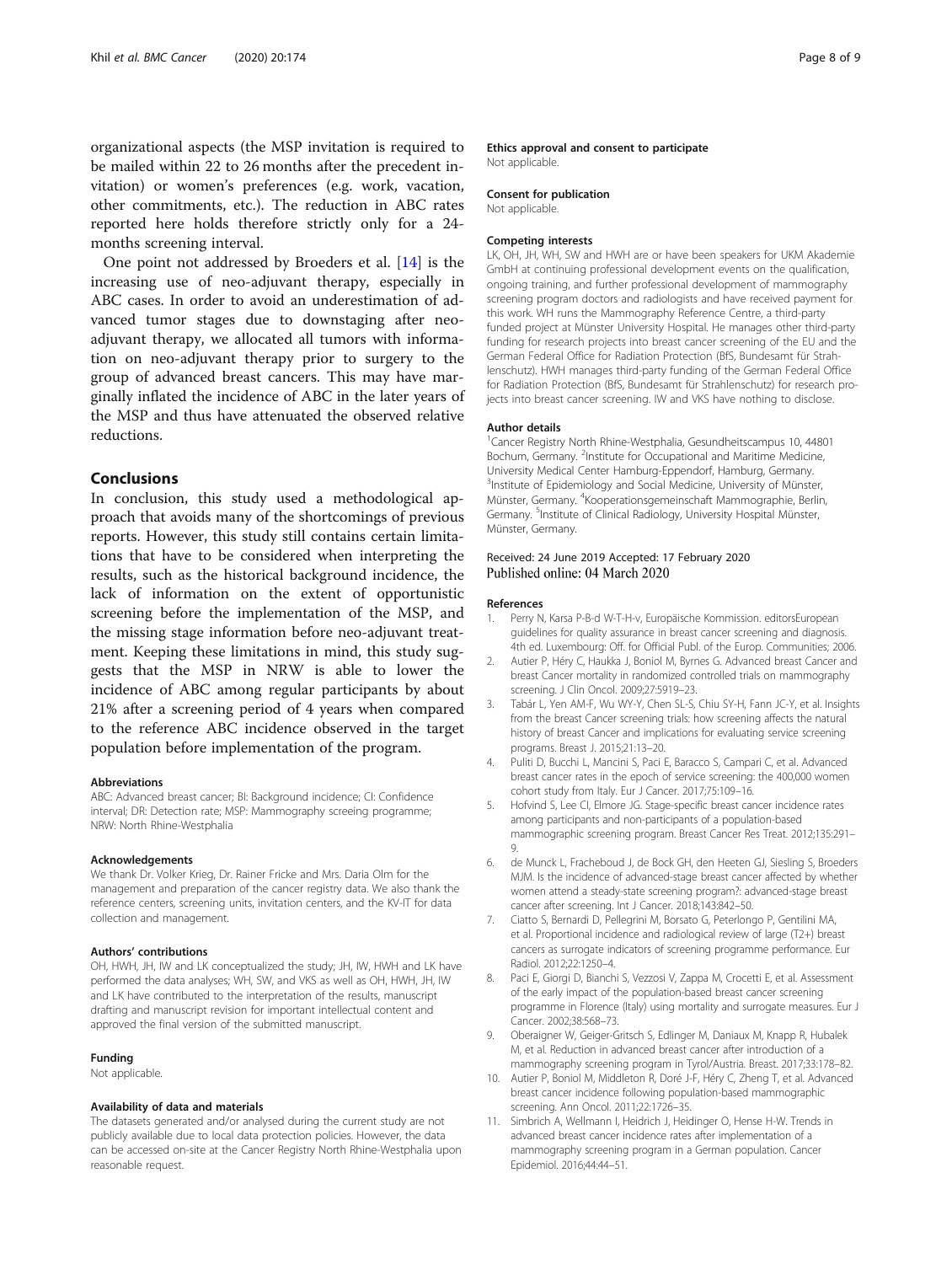organizational aspects (the MSP invitation is required to be mailed within 22 to 26 months after the precedent invitation) or women's preferences (e.g. work, vacation, other commitments, etc.). The reduction in ABC rates reported here holds therefore strictly only for a 24-months screening interval.

One point not addressed by Broeders et al. [14] is the increasing use of neo-adjuvant therapy, especially in ABC cases. In order to avoid an underestimation of advanced tumor stages due to downstaging after neo-adjuvant therapy, we allocated all tumors with information on neo-adjuvant therapy prior to surgery to the group of advanced breast cancers. This may have marginally inflated the incidence of ABC in the later years of the MSP and thus have attenuated the observed relative reductions.

## Conclusions

In conclusion, this study used a methodological approach that avoids many of the shortcomings of previous reports. However, this study still contains certain limitations that have to be considered when interpreting the results, such as the historical background incidence, the lack of information on the extent of opportunistic screening before the implementation of the MSP, and the missing stage information before neo-adjuvant treatment. Keeping these limitations in mind, this study suggests that the MSP in NRW is able to lower the incidence of ABC among regular participants by about 21% after a screening period of 4 years when compared to the reference ABC incidence observed in the target population before implementation of the program.

#### Abbreviations

ABC: Advanced breast cancer; BI: Background incidence; CI: Confidence interval; DR: Detection rate; MSP: Mammography screeing programme; NRW: North Rhine-Westphalia

#### Acknowledgements

We thank Dr. Volker Krieg, Dr. Rainer Fricke and Mrs. Daria Olm for the management and preparation of the cancer registry data. We also thank the reference centers, screening units, invitation centers, and the KV-IT for data collection and management.

#### Authors' contributions

OH, HWH, JH, IW and LK conceptualized the study; JH, IW, HWH and LK have performed the data analyses; WH, SW, and VKS as well as OH, HWH, JH, IW and LK have contributed to the interpretation of the results, manuscript drafting and manuscript revision for important intellectual content and approved the final version of the submitted manuscript.

#### Funding

Not applicable.

#### Availability of data and materials

The datasets generated and/or analysed during the current study are not publicly available due to local data protection policies. However, the data can be accessed on-site at the Cancer Registry North Rhine-Westphalia upon reasonable request.

#### Ethics approval and consent to participate

Not applicable.

#### Consent for publication

Not applicable.

#### Competing interests

LK, OH, JH, WH, SW and HWH are or have been speakers for UKM Akademie GmbH at continuing professional development events on the qualification, ongoing training, and further professional development of mammography screening program doctors and radiologists and have received payment for this work. WH runs the Mammography Reference Centre, a third-party funded project at Münster University Hospital. He manages other third-party funding for research projects into breast cancer screening of the EU and the German Federal Office for Radiation Protection (BfS, Bundesamt für Strahlenschutz). HWH manages third-party funding of the German Federal Office for Radiation Protection (BfS, Bundesamt für Strahlenschutz) for research projects into breast cancer screening. IW and VKS have nothing to disclose.

#### Author details

[1]Cancer Registry North Rhine-Westphalia, Gesundheitscampus 10, 44801 Bochum, Germany. [2]Institute for Occupational and Maritime Medicine, University Medical Center Hamburg-Eppendorf, Hamburg, Germany. [3]Institute of Epidemiology and Social Medicine, University of Münster, Münster, Germany. [4]Kooperationsgemeinschaft Mammographie, Berlin, Germany. [5]Institute of Clinical Radiology, University Hospital Münster, Münster, Germany.

Received: 24 June 2019 Accepted: 17 February 2020
Published online: 04 March 2020

#### References

1. Perry N, Karsa P-B-d W-T-H-v, Europäische Kommission. editorsEuropean guidelines for quality assurance in breast cancer screening and diagnosis. 4th ed. Luxembourg: Off. for Official Publ. of the Europ. Communities; 2006.
2. Autier P, Héry C, Haukka J, Boniol M, Byrnes G. Advanced breast Cancer and breast Cancer mortality in randomized controlled trials on mammography screening. J Clin Oncol. 2009;27:5919–23.
3. Tabár L, Yen AM-F, Wu WY-Y, Chen SL-S, Chiu SY-H, Fann JC-Y, et al. Insights from the breast Cancer screening trials: how screening affects the natural history of breast Cancer and implications for evaluating service screening programs. Breast J. 2015;21:13–20.
4. Puliti D, Bucchi L, Mancini S, Paci E, Baracco S, Campari C, et al. Advanced breast cancer rates in the epoch of service screening: the 400,000 women cohort study from Italy. Eur J Cancer. 2017;75:109–16.
5. Hofvind S, Lee CI, Elmore JG. Stage-specific breast cancer incidence rates among participants and non-participants of a population-based mammographic screening program. Breast Cancer Res Treat. 2012;135:291–9.
6. de Munck L, Fracheboud J, de Bock GH, den Heeten GJ, Siesling S, Broeders MJM. Is the incidence of advanced-stage breast cancer affected by whether women attend a steady-state screening program?: advanced-stage breast cancer after screening. Int J Cancer. 2018;143:842–50.
7. Ciatto S, Bernardi D, Pellegrini M, Borsato G, Peterlongo P, Gentilini MA, et al. Proportional incidence and radiological review of large (T2+) breast cancers as surrogate indicators of screening programme performance. Eur Radiol. 2012;22:1250–4.
8. Paci E, Giorgi D, Bianchi S, Vezzosi V, Zappa M, Crocetti E, et al. Assessment of the early impact of the population-based breast cancer screening programme in Florence (Italy) using mortality and surrogate measures. Eur J Cancer. 2002;38:568–73.
9. Oberaigner W, Geiger-Gritsch S, Edlinger M, Daniaux M, Knapp R, Hubalek M, et al. Reduction in advanced breast cancer after introduction of a mammography screening program in Tyrol/Austria. Breast. 2017;33:178–82.
10. Autier P, Boniol M, Middleton R, Doré J-F, Héry C, Zheng T, et al. Advanced breast cancer incidence following population-based mammographic screening. Ann Oncol. 2011;22:1726–35.
11. Simbrich A, Wellmann I, Heidrich J, Heidinger O, Hense H-W. Trends in advanced breast cancer incidence rates after implementation of a mammography screening program in a German population. Cancer Epidemiol. 2016;44:44–51.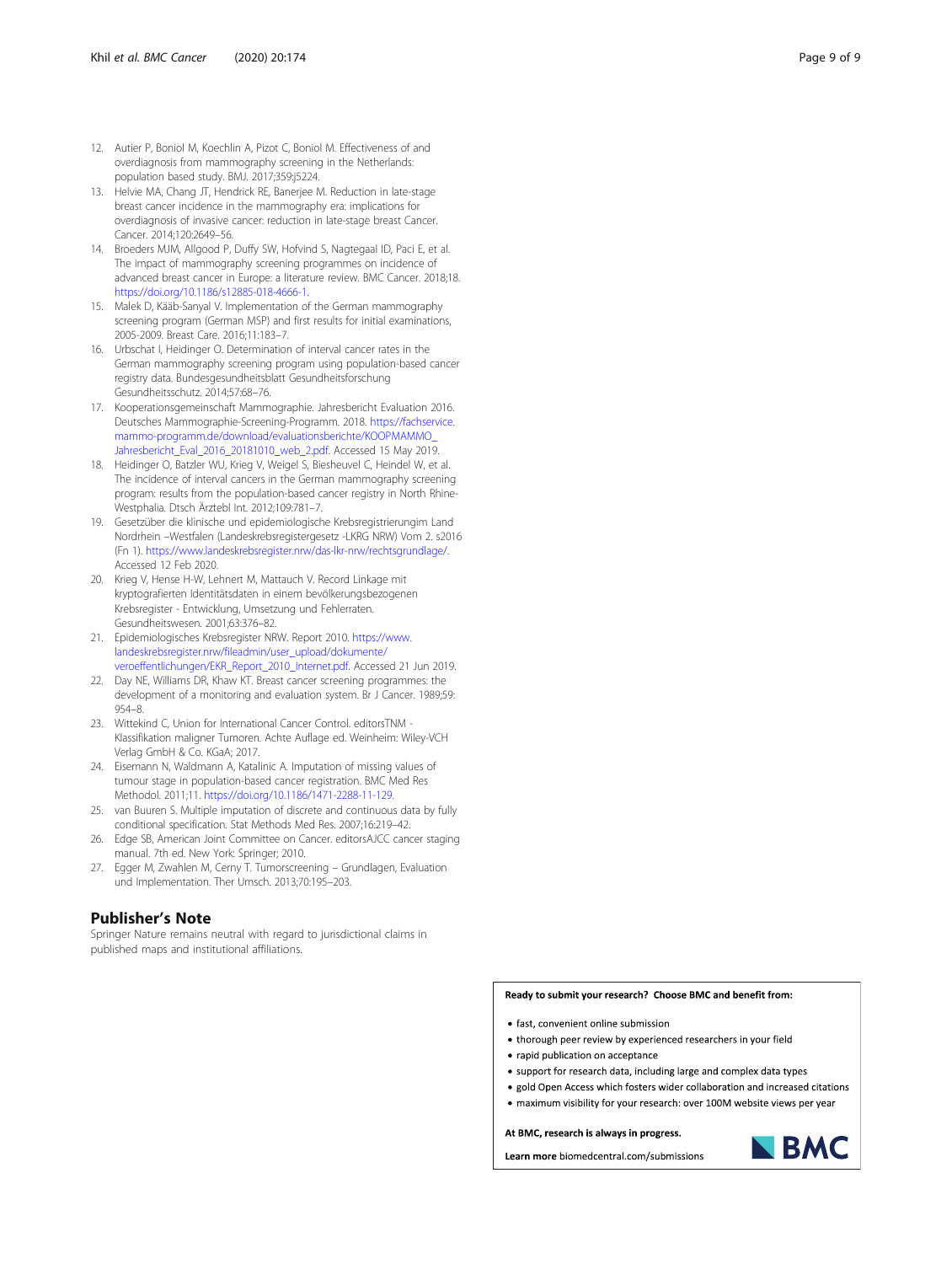12. Autier P, Boniol M, Koechlin A, Pizot C, Boniol M. Effectiveness of and overdiagnosis from mammography screening in the Netherlands: population based study. BMJ. 2017;359:j5224.
13. Helvie MA, Chang JT, Hendrick RE, Banerjee M. Reduction in late-stage breast cancer incidence in the mammography era: implications for overdiagnosis of invasive cancer: reduction in late-stage breast Cancer. Cancer. 2014;120:2649–56.
14. Broeders MJM, Allgood P, Duffy SW, Hofvind S, Nagtegaal ID, Paci E, et al. The impact of mammography screening programmes on incidence of advanced breast cancer in Europe: a literature review. BMC Cancer. 2018;18. https://doi.org/10.1186/s12885-018-4666-1.
15. Malek D, Kääb-Sanyal V. Implementation of the German mammography screening program (German MSP) and first results for initial examinations, 2005-2009. Breast Care. 2016;11:183–7.
16. Urbschat I, Heidinger O. Determination of interval cancer rates in the German mammography screening program using population-based cancer registry data. Bundesgesundheitsblatt Gesundheitsforschung Gesundheitsschutz. 2014;57:68–76.
17. Kooperationsgemeinschaft Mammographie. Jahresbericht Evaluation 2016. Deutsches Mammographie-Screening-Programm. 2018. https://fachservice.mammo-programm.de/download/evaluationsberichte/KOOPMAMMO_Jahresbericht_Eval_2016_20181010_web_2.pdf. Accessed 15 May 2019.
18. Heidinger O, Batzler WU, Krieg V, Weigel S, Biesheuvel C, Heindel W, et al. The incidence of interval cancers in the German mammography screening program: results from the population-based cancer registry in North Rhine-Westphalia. Dtsch Ärztebl Int. 2012;109:781–7.
19. Gesetzüber die klinische und epidemiologische Krebsregistrierungim Land Nordrhein –Westfalen (Landeskrebsregistergesetz -LKRG NRW) Vom 2. s2016 (Fn 1). https://www.landeskrebsregister.nrw/das-lkr-nrw/rechtsgrundlage/. Accessed 12 Feb 2020.
20. Krieg V, Hense H-W, Lehnert M, Mattauch V. Record Linkage mit kryptografierten Identitätsdaten in einem bevölkerungsbezogenen Krebsregister - Entwicklung, Umsetzung und Fehlerraten. Gesundheitswesen. 2001;63:376–82.
21. Epidemiologisches Krebsregister NRW. Report 2010. https://www.landeskrebsregister.nrw/fileadmin/user_upload/dokumente/veroeffentlichungen/EKR_Report_2010_Internet.pdf. Accessed 21 Jun 2019.
22. Day NE, Williams DR, Khaw KT. Breast cancer screening programmes: the development of a monitoring and evaluation system. Br J Cancer. 1989;59:954–8.
23. Wittekind C, Union for International Cancer Control. editorsTNM - Klassifikation maligner Tumoren. Achte Auflage ed. Weinheim: Wiley-VCH Verlag GmbH & Co. KGaA; 2017.
24. Eisemann N, Waldmann A, Katalinic A. Imputation of missing values of tumour stage in population-based cancer registration. BMC Med Res Methodol. 2011;11. https://doi.org/10.1186/1471-2288-11-129.
25. van Buuren S. Multiple imputation of discrete and continuous data by fully conditional specification. Stat Methods Med Res. 2007;16:219–42.
26. Edge SB, American Joint Committee on Cancer. editorsAJCC cancer staging manual. 7th ed. New York: Springer; 2010.
27. Egger M, Zwahlen M, Cerny T. Tumorscreening – Grundlagen, Evaluation und Implementation. Ther Umsch. 2013;70:195–203.

## Publisher's Note

Springer Nature remains neutral with regard to jurisdictional claims in published maps and institutional affiliations.

**Ready to submit your research? Choose BMC and benefit from:**

- fast, convenient online submission
- thorough peer review by experienced researchers in your field
- rapid publication on acceptance
- support for research data, including large and complex data types
- gold Open Access which fosters wider collaboration and increased citations
- maximum visibility for your research: over 100M website views per year

**At BMC, research is always in progress.**

**Learn more** biomedcentral.com/submissions

BMC